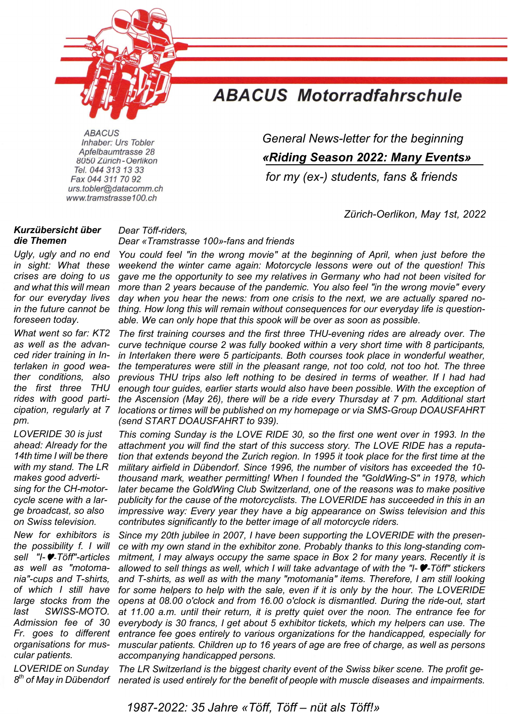# ABACUS Motorradfahrschule

ABACUS
Inhaber: Urs Tobler
Apfelbaumtrasse 28
8050 Zürich - Oerlikon
Tel. 044 313 13 33
Fax 044 311 70 92
urs.tobler@datacomm.ch
www.tramstrasse100.ch

*General News-letter for the beginning*
***«Riding Season 2022: Many Events»***
*for my (ex-) students, fans & friends*

*Zürich-Oerlikon, May 1st, 2022*

***Kurzübersicht über die Themen***

*Ugly, ugly and no end in sight: What these crises are doing to us and what this will mean for our everyday lives in the future cannot be foreseen today.*

*What went so far: KT2 as well as the advanced rider training in Interlaken in good weather conditions, also the first three THU rides with good participation, regularly at 7 pm.*

*LOVERIDE 30 is just ahead: Already for the 14th time I will be there with my stand. The LR makes good advertising for the CH-motorcycle scene with a large broadcast, so also on Swiss television.*

*New for exhibitors is the possibility f. I will sell "I-♥-Töff"-articles as well as "motomania"-cups and T-shirts, of which I still have large stocks from the last SWISS-MOTO. Admission fee of 30 Fr. goes to different organisations for muscular patients.*

*LOVERIDE on Sunday 8th of May in Dübendorf*

*Dear Töff-riders,*
*Dear «Tramstrasse 100»-fans and friends*

*You could feel "in the wrong movie" at the beginning of April, when just before the weekend the winter came again: Motorcycle lessons were out of the question! This gave me the opportunity to see my relatives in Germany who had not been visited for more than 2 years because of the pandemic. You also feel "in the wrong movie" every day when you hear the news: from one crisis to the next, we are actually spared nothing. How long this will remain without consequences for our everyday life is questionable. We can only hope that this spook will be over as soon as possible.*

*The first training courses and the first three THU-evening rides are already over. The curve technique course 2 was fully booked within a very short time with 8 participants, in Interlaken there were 5 participants. Both courses took place in wonderful weather, the temperatures were still in the pleasant range, not too cold, not too hot. The three previous THU trips also left nothing to be desired in terms of weather. If I had had enough tour guides, earlier starts would also have been possible. With the exception of the Ascension (May 26), there will be a ride every Thursday at 7 pm. Additional start locations or times will be published on my homepage or via SMS-Group DOAUSFAHRT (send START DOAUSFAHRT to 939).*

*This coming Sunday is the LOVE RIDE 30, so the first one went over in 1993. In the attachment you will find the start of this success story. The LOVE RIDE has a reputation that extends beyond the Zurich region. In 1995 it took place for the first time at the military airfield in Dübendorf. Since 1996, the number of visitors has exceeded the 10-thousand mark, weather permitting! When I founded the "GoldWing-S" in 1978, which later became the GoldWing Club Switzerland, one of the reasons was to make positive publicity for the cause of the motorcyclists. The LOVERIDE has succeeded in this in an impressive way: Every year they have a big appearance on Swiss television and this contributes significantly to the better image of all motorcycle riders.*

*Since my 20th jubilee in 2007, I have been supporting the LOVERIDE with the presence with my own stand in the exhibitor zone. Probably thanks to this long-standing commitment, I may always occupy the same space in Box 2 for many years. Recently it is allowed to sell things as well, which I will take advantage of with the "I- ♥-Töff" stickers and T-shirts, as well as with the many "motomania" items. Therefore, I am still looking for some helpers to help with the sale, even if it is only by the hour. The LOVERIDE opens at 08.00 o'clock and from 16.00 o'clock is dismantled. During the ride-out, start at 11.00 a.m. until their return, it is pretty quiet over the noon. The entrance fee for everybody is 30 francs, I get about 5 exhibitor tickets, which my helpers can use. The entrance fee goes entirely to various organizations for the handicapped, especially for muscular patients. Children up to 16 years of age are free of charge, as well as persons accompanying handicapped persons.*

*The LR Switzerland is the biggest charity event of the Swiss biker scene. The profit generated is used entirely for the benefit of people with muscle diseases and impairments.*

*1987-2022: 35 Jahre «Töff, Töff – nüt als Töff!»*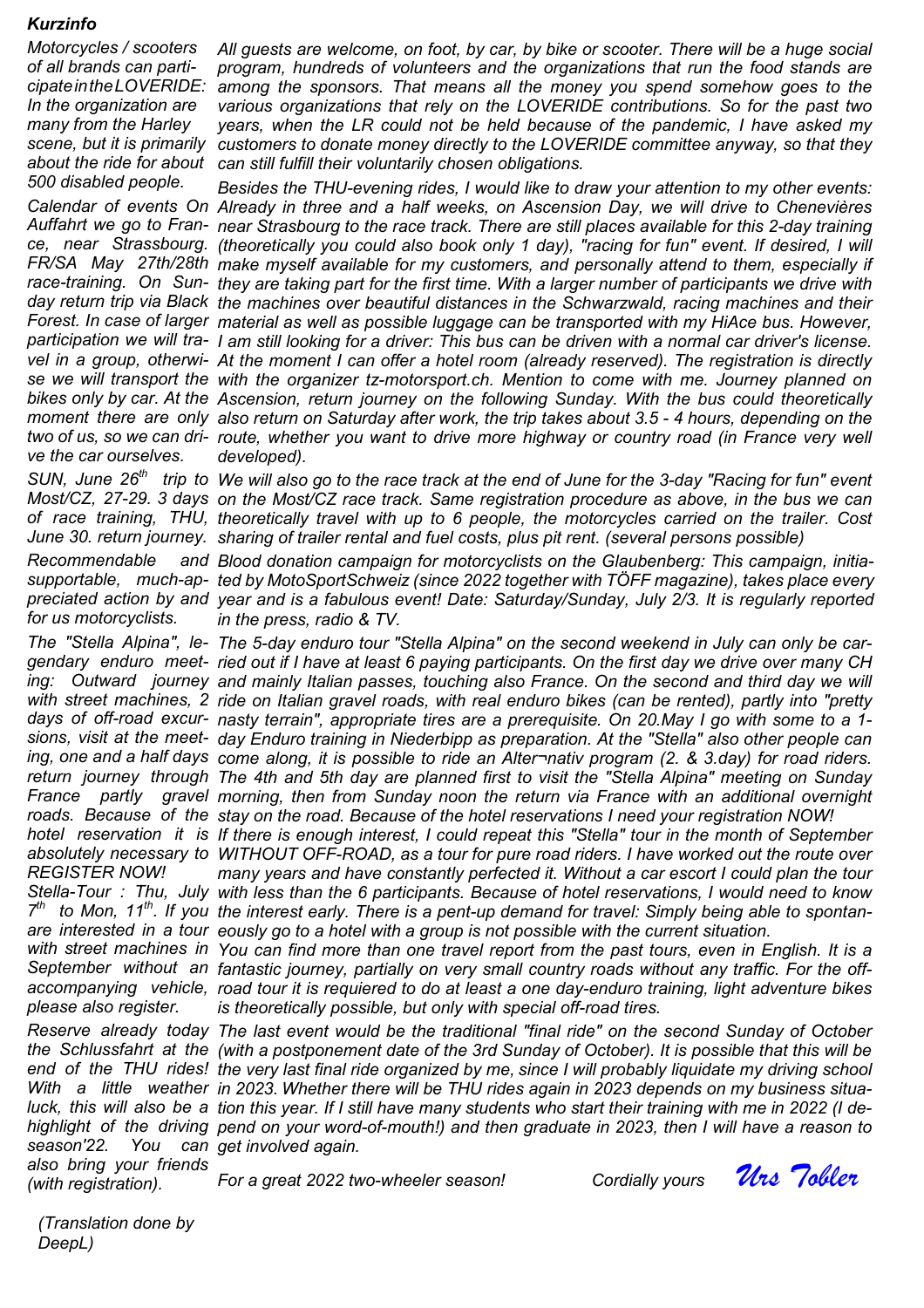***Kurzinfo***

*Motorcycles / scooters of all brands can participate in the LOVERIDE: In the organization are many from the Harley scene, but it is primarily about the ride for about 500 disabled people.*

*All guests are welcome, on foot, by car, by bike or scooter. There will be a huge social program, hundreds of volunteers and the organizations that run the food stands are among the sponsors. That means all the money you spend somehow goes to the various organizations that rely on the LOVERIDE contributions. So for the past two years, when the LR could not be held because of the pandemic, I have asked my customers to donate money directly to the LOVERIDE committee anyway, so that they can still fulfill their voluntarily chosen obligations.*

*Calendar of events On Auffahrt we go to France, near Strassbourg. FR/SA May 27th/28th race-training. On Sunday return trip via Black Forest. In case of larger participation we will travel in a group, otherwise we will transport the bikes only by car. At the moment there are only two of us, so we can drive the car ourselves.*

*Besides the THU-evening rides, I would like to draw your attention to my other events: Already in three and a half weeks, on Ascension Day, we will drive to Chenevières near Strasbourg to the race track. There are still places available for this 2-day training (theoretically you could also book only 1 day), "racing for fun" event. If desired, I will make myself available for my customers, and personally attend to them, especially if they are taking part for the first time. With a larger number of participants we drive with the machines over beautiful distances in the Schwarzwald, racing machines and their material as well as possible luggage can be transported with my HiAce bus. However, I am still looking for a driver: This bus can be driven with a normal car driver's license. At the moment I can offer a hotel room (already reserved). The registration is directly with the organizer tz-motorsport.ch. Mention to come with me. Journey planned on Ascension, return journey on the following Sunday. With the bus could theoretically also return on Saturday after work, the trip takes about 3.5 - 4 hours, depending on the route, whether you want to drive more highway or country road (in France very well developed).*

*SUN, June 26th trip to Most/CZ, 27-29. 3 days of race training, THU, June 30. return journey.*

*We will also go to the race track at the end of June for the 3-day "Racing for fun" event on the Most/CZ race track. Same registration procedure as above, in the bus we can theoretically travel with up to 6 people, the motorcycles carried on the trailer. Cost sharing of trailer rental and fuel costs, plus pit rent. (several persons possible)*

*Recommendable and supportable, much-appreciated action by and for us motorcyclists.*

*Blood donation campaign for motorcyclists on the Glaubenberg: This campaign, initiated by MotoSportSchweiz (since 2022 together with TÖFF magazine), takes place every year and is a fabulous event! Date: Saturday/Sunday, July 2/3. It is regularly reported in the press, radio & TV.*

*The "Stella Alpina", legendary enduro meeting: Outward journey with street machines, 2 days of off-road excursions, visit at the meeting, one and a half days return journey through France partly gravel roads. Because of the hotel reservation it is absolutely necessary to REGISTER NOW!*

*Stella-Tour : Thu, July 7th to Mon, 11th. If you are interested in a tour with street machines in September without an accompanying vehicle, please also register.*

*The 5-day enduro tour "Stella Alpina" on the second weekend in July can only be carried out if I have at least 6 paying participants. On the first day we drive over many CH and mainly Italian passes, touching also France. On the second and third day we will ride on Italian gravel roads, with real enduro bikes (can be rented), partly into "pretty nasty terrain", appropriate tires are a prerequisite. On 20.May I go with some to a 1-day Enduro training in Niederbipp as preparation. At the "Stella" also other people can come along, it is possible to ride an Alter¬nativ program (2. & 3.day) for road riders. The 4th and 5th day are planned first to visit the "Stella Alpina" meeting on Sunday morning, then from Sunday noon the return via France with an additional overnight stay on the road. Because of the hotel reservations I need your registration NOW!*

*If there is enough interest, I could repeat this "Stella" tour in the month of September WITHOUT OFF-ROAD, as a tour for pure road riders. I have worked out the route over many years and have constantly perfected it. Without a car escort I could plan the tour with less than the 6 participants. Because of hotel reservations, I would need to know the interest early. There is a pent-up demand for travel: Simply being able to spontaneously go to a hotel with a group is not possible with the current situation.*

*You can find more than one travel report from the past tours, even in English. It is a fantastic journey, partially on very small country roads without any traffic. For the off-road tour it is requiered to do at least a one day-enduro training, light adventure bikes is theoretically possible, but only with special off-road tires.*

*Reserve already today the Schlussfahrt at the end of the THU rides! With a little weather luck, this will also be a highlight of the driving season'22. You can also bring your friends (with registration).*

*The last event would be the traditional "final ride" on the second Sunday of October (with a postponement date of the 3rd Sunday of October). It is possible that this will be the very last final ride organized by me, since I will probably liquidate my driving school in 2023. Whether there will be THU rides again in 2023 depends on my business situation this year. If I still have many students who start their training with me in 2022 (I depend on your word-of-mouth!) and then graduate in 2023, then I will have a reason to get involved again.*

*For a great 2022 two-wheeler season!* *Cordially yours* *Urs Tobler*

*(Translation done by DeepL)*